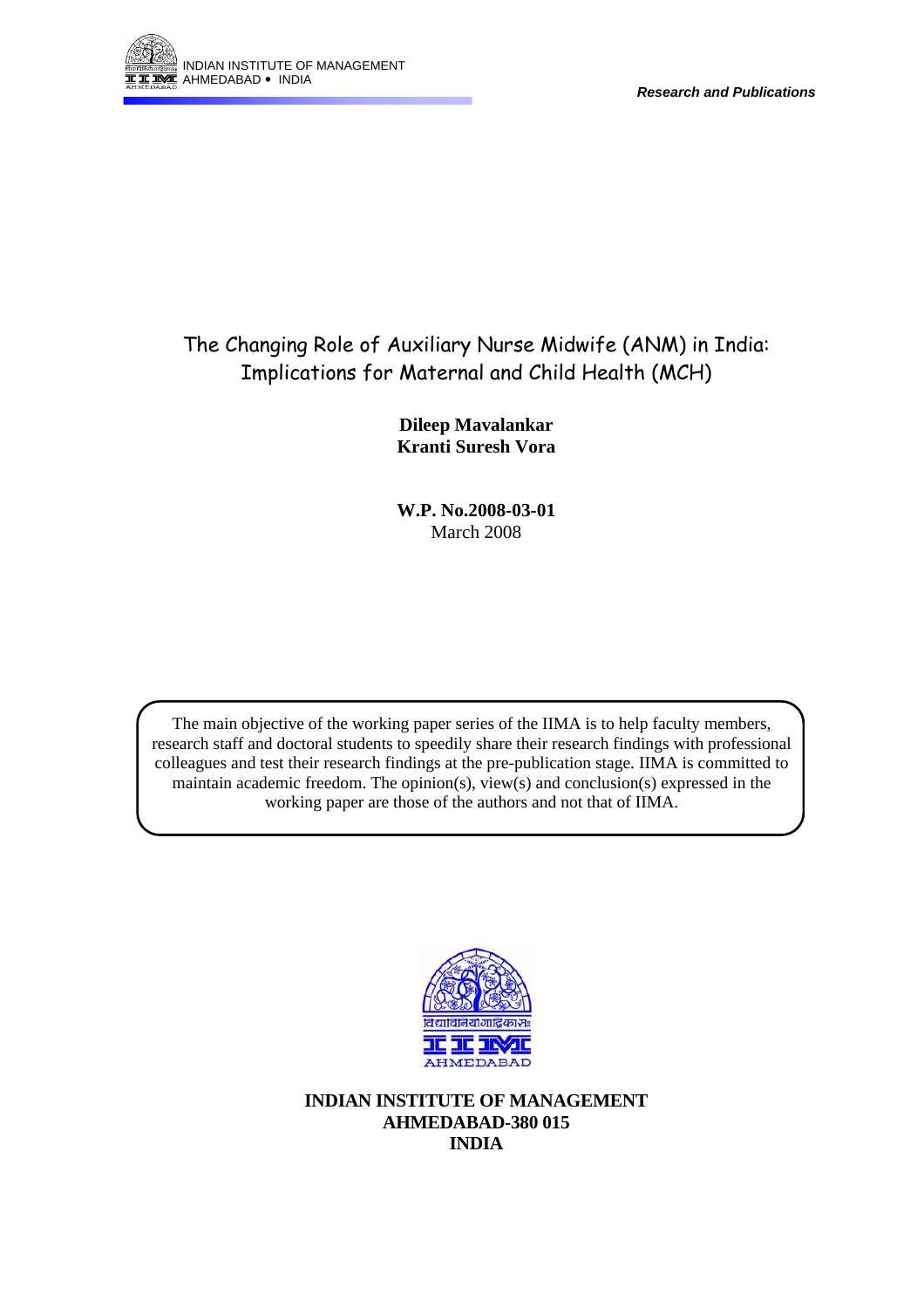INDIAN INSTITUTE OF MANAGEMENT
AHMEDABAD • INDIA

*Research and Publications*

# The Changing Role of Auxiliary Nurse Midwife (ANM) in India: Implications for Maternal and Child Health (MCH)

**Dileep Mavalankar**
**Kranti Suresh Vora**

**W.P. No.2008-03-01**
March 2008

The main objective of the working paper series of the IIMA is to help faculty members, research staff and doctoral students to speedily share their research findings with professional colleagues and test their research findings at the pre-publication stage. IIMA is committed to maintain academic freedom. The opinion(s), view(s) and conclusion(s) expressed in the working paper are those of the authors and not that of IIMA.

**INDIAN INSTITUTE OF MANAGEMENT**
**AHMEDABAD-380 015**
**INDIA**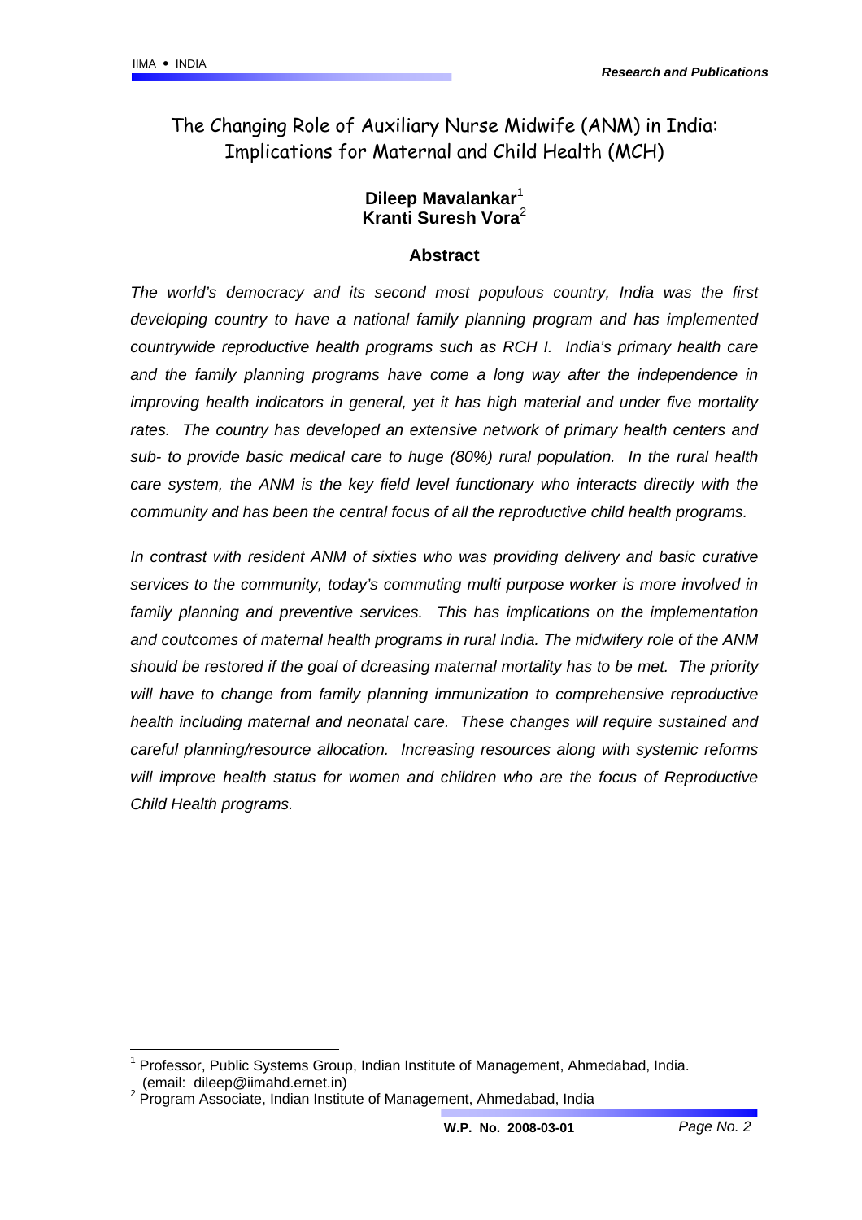# The Changing Role of Auxiliary Nurse Midwife (ANM) in India: Implications for Maternal and Child Health (MCH)

**Dileep Mavalankar**[1]
**Kranti Suresh Vora**[2]

## Abstract

*The world's democracy and its second most populous country, India was the first developing country to have a national family planning program and has implemented countrywide reproductive health programs such as RCH I. India's primary health care and the family planning programs have come a long way after the independence in improving health indicators in general, yet it has high material and under five mortality rates. The country has developed an extensive network of primary health centers and sub- to provide basic medical care to huge (80%) rural population. In the rural health care system, the ANM is the key field level functionary who interacts directly with the community and has been the central focus of all the reproductive child health programs.*

*In contrast with resident ANM of sixties who was providing delivery and basic curative services to the community, today's commuting multi purpose worker is more involved in family planning and preventive services. This has implications on the implementation and coutcomes of maternal health programs in rural India. The midwifery role of the ANM should be restored if the goal of dcreasing maternal mortality has to be met. The priority will have to change from family planning immunization to comprehensive reproductive health including maternal and neonatal care. These changes will require sustained and careful planning/resource allocation. Increasing resources along with systemic reforms will improve health status for women and children who are the focus of Reproductive Child Health programs.*

---

[1] Professor, Public Systems Group, Indian Institute of Management, Ahmedabad, India. (email: dileep@iimahd.ernet.in)

[2] Program Associate, Indian Institute of Management, Ahmedabad, India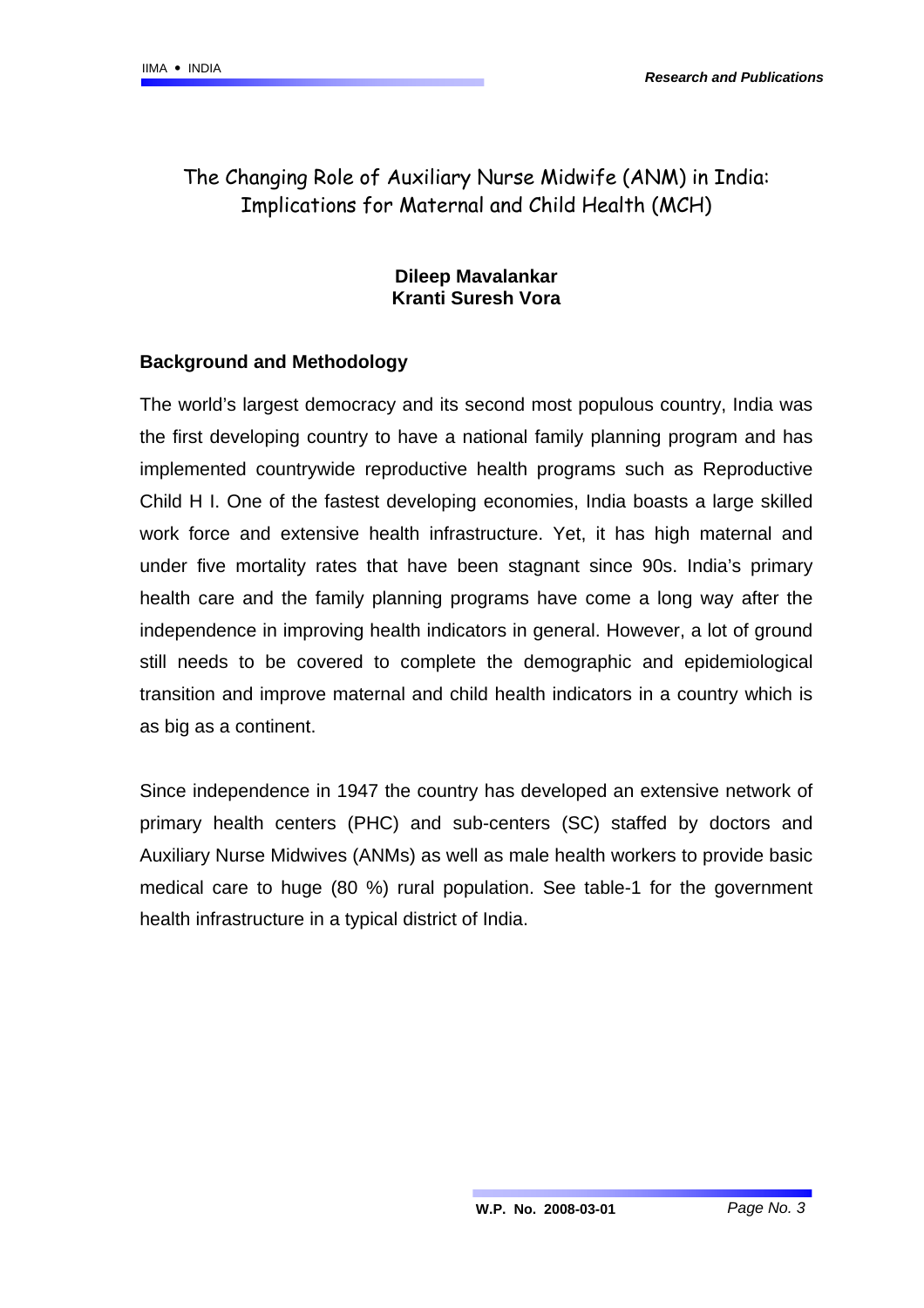# The Changing Role of Auxiliary Nurse Midwife (ANM) in India: Implications for Maternal and Child Health (MCH)

**Dileep Mavalankar**
**Kranti Suresh Vora**

## Background and Methodology

The world's largest democracy and its second most populous country, India was the first developing country to have a national family planning program and has implemented countrywide reproductive health programs such as Reproductive Child H I. One of the fastest developing economies, India boasts a large skilled work force and extensive health infrastructure. Yet, it has high maternal and under five mortality rates that have been stagnant since 90s. India's primary health care and the family planning programs have come a long way after the independence in improving health indicators in general. However, a lot of ground still needs to be covered to complete the demographic and epidemiological transition and improve maternal and child health indicators in a country which is as big as a continent.

Since independence in 1947 the country has developed an extensive network of primary health centers (PHC) and sub-centers (SC) staffed by doctors and Auxiliary Nurse Midwives (ANMs) as well as male health workers to provide basic medical care to huge (80 %) rural population. See table-1 for the government health infrastructure in a typical district of India.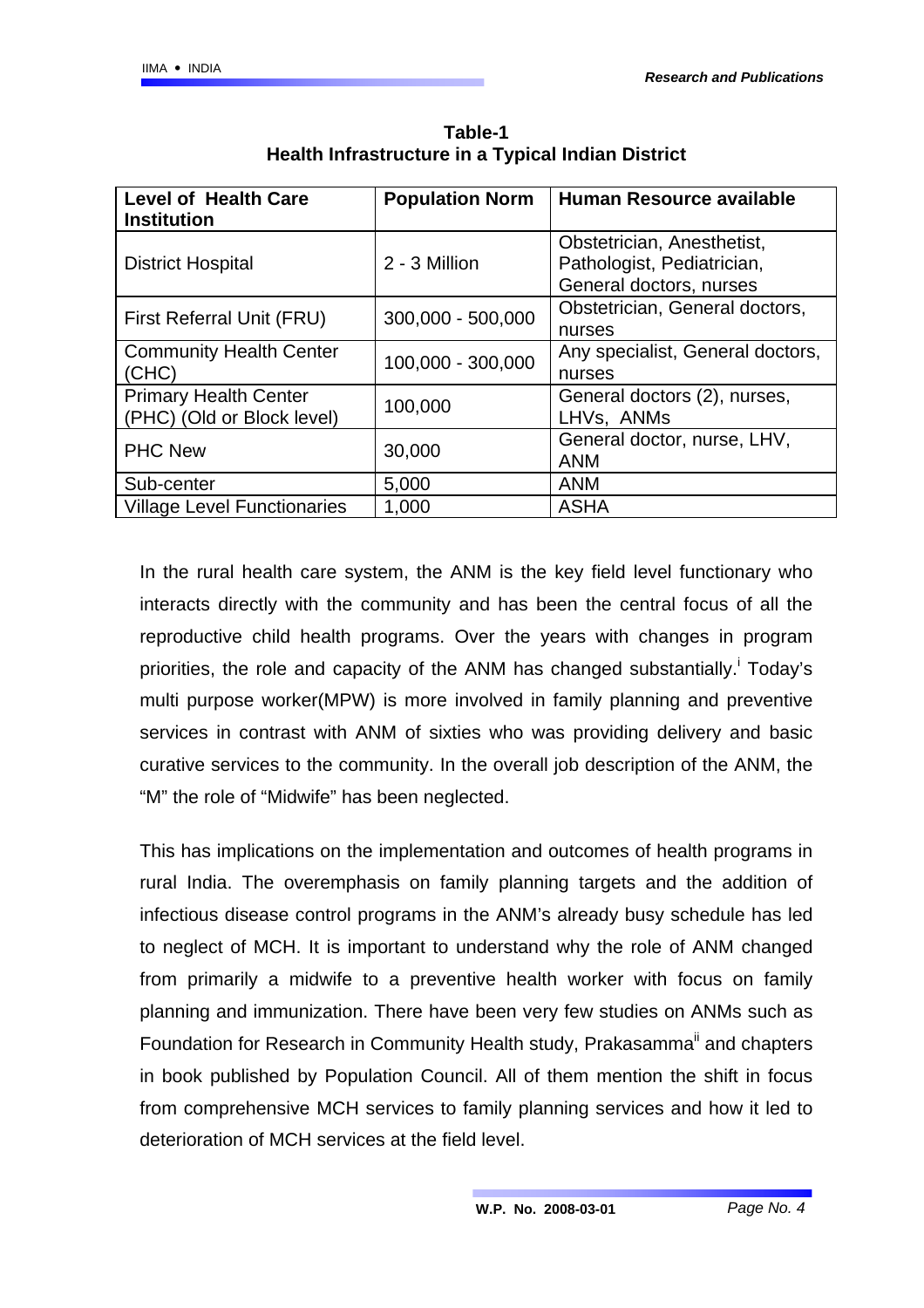**Table-1**
**Health Infrastructure in a Typical Indian District**

| Level of Health Care Institution | Population Norm | Human Resource available |
|---|---|---|
| District Hospital | 2 - 3 Million | Obstetrician, Anesthetist, Pathologist, Pediatrician, General doctors, nurses |
| First Referral Unit (FRU) | 300,000 - 500,000 | Obstetrician, General doctors, nurses |
| Community Health Center (CHC) | 100,000 - 300,000 | Any specialist, General doctors, nurses |
| Primary Health Center (PHC) (Old or Block level) | 100,000 | General doctors (2), nurses, LHVs, ANMs |
| PHC New | 30,000 | General doctor, nurse, LHV, ANM |
| Sub-center | 5,000 | ANM |
| Village Level Functionaries | 1,000 | ASHA |

In the rural health care system, the ANM is the key field level functionary who interacts directly with the community and has been the central focus of all the reproductive child health programs. Over the years with changes in program priorities, the role and capacity of the ANM has changed substantially.[i] Today's multi purpose worker(MPW) is more involved in family planning and preventive services in contrast with ANM of sixties who was providing delivery and basic curative services to the community. In the overall job description of the ANM, the "M" the role of "Midwife" has been neglected.

This has implications on the implementation and outcomes of health programs in rural India. The overemphasis on family planning targets and the addition of infectious disease control programs in the ANM's already busy schedule has led to neglect of MCH. It is important to understand why the role of ANM changed from primarily a midwife to a preventive health worker with focus on family planning and immunization. There have been very few studies on ANMs such as Foundation for Research in Community Health study, Prakasamma[ii] and chapters in book published by Population Council. All of them mention the shift in focus from comprehensive MCH services to family planning services and how it led to deterioration of MCH services at the field level.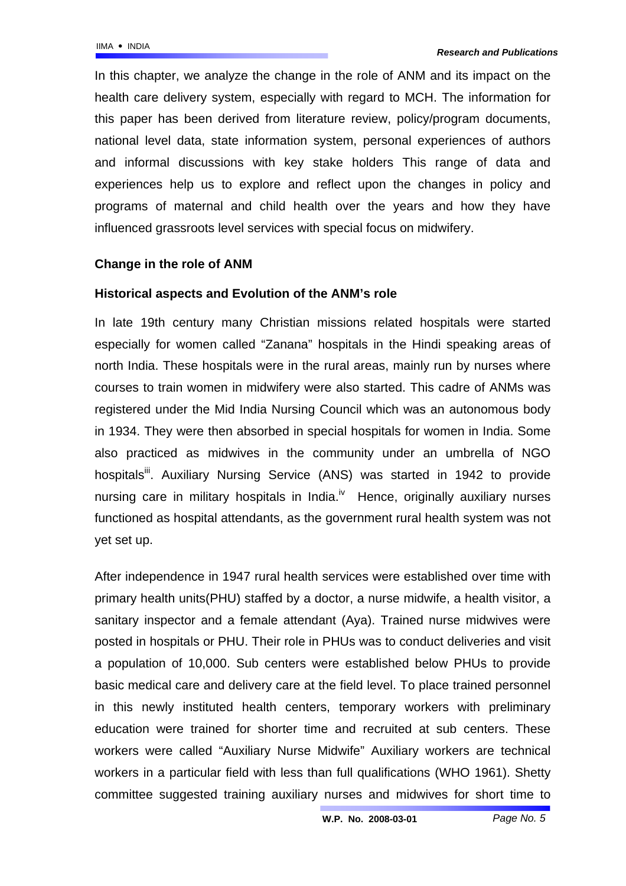In this chapter, we analyze the change in the role of ANM and its impact on the health care delivery system, especially with regard to MCH. The information for this paper has been derived from literature review, policy/program documents, national level data, state information system, personal experiences of authors and informal discussions with key stake holders This range of data and experiences help us to explore and reflect upon the changes in policy and programs of maternal and child health over the years and how they have influenced grassroots level services with special focus on midwifery.

## Change in the role of ANM

### Historical aspects and Evolution of the ANM's role

In late 19th century many Christian missions related hospitals were started especially for women called "Zanana" hospitals in the Hindi speaking areas of north India. These hospitals were in the rural areas, mainly run by nurses where courses to train women in midwifery were also started. This cadre of ANMs was registered under the Mid India Nursing Council which was an autonomous body in 1934. They were then absorbed in special hospitals for women in India. Some also practiced as midwives in the community under an umbrella of NGO hospitals[iii]. Auxiliary Nursing Service (ANS) was started in 1942 to provide nursing care in military hospitals in India.[iv] Hence, originally auxiliary nurses functioned as hospital attendants, as the government rural health system was not yet set up.

After independence in 1947 rural health services were established over time with primary health units(PHU) staffed by a doctor, a nurse midwife, a health visitor, a sanitary inspector and a female attendant (Aya). Trained nurse midwives were posted in hospitals or PHU. Their role in PHUs was to conduct deliveries and visit a population of 10,000. Sub centers were established below PHUs to provide basic medical care and delivery care at the field level. To place trained personnel in this newly instituted health centers, temporary workers with preliminary education were trained for shorter time and recruited at sub centers. These workers were called "Auxiliary Nurse Midwife" Auxiliary workers are technical workers in a particular field with less than full qualifications (WHO 1961). Shetty committee suggested training auxiliary nurses and midwives for short time to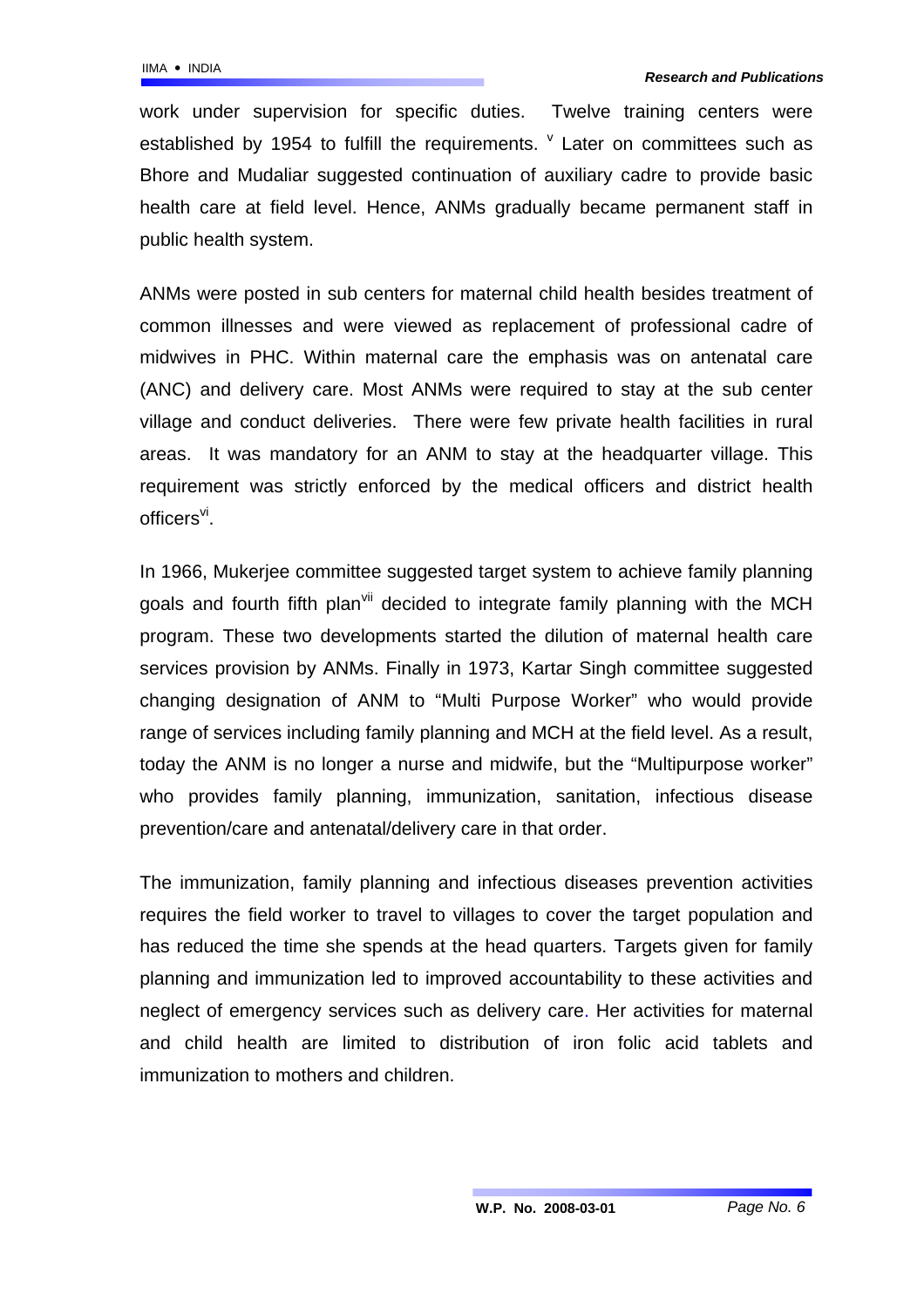work under supervision for specific duties. Twelve training centers were established by 1954 to fulfill the requirements. [v] Later on committees such as Bhore and Mudaliar suggested continuation of auxiliary cadre to provide basic health care at field level. Hence, ANMs gradually became permanent staff in public health system.

ANMs were posted in sub centers for maternal child health besides treatment of common illnesses and were viewed as replacement of professional cadre of midwives in PHC. Within maternal care the emphasis was on antenatal care (ANC) and delivery care. Most ANMs were required to stay at the sub center village and conduct deliveries. There were few private health facilities in rural areas. It was mandatory for an ANM to stay at the headquarter village. This requirement was strictly enforced by the medical officers and district health officers[vi].

In 1966, Mukerjee committee suggested target system to achieve family planning goals and fourth fifth plan[vii] decided to integrate family planning with the MCH program. These two developments started the dilution of maternal health care services provision by ANMs. Finally in 1973, Kartar Singh committee suggested changing designation of ANM to "Multi Purpose Worker" who would provide range of services including family planning and MCH at the field level. As a result, today the ANM is no longer a nurse and midwife, but the "Multipurpose worker" who provides family planning, immunization, sanitation, infectious disease prevention/care and antenatal/delivery care in that order.

The immunization, family planning and infectious diseases prevention activities requires the field worker to travel to villages to cover the target population and has reduced the time she spends at the head quarters. Targets given for family planning and immunization led to improved accountability to these activities and neglect of emergency services such as delivery care. Her activities for maternal and child health are limited to distribution of iron folic acid tablets and immunization to mothers and children.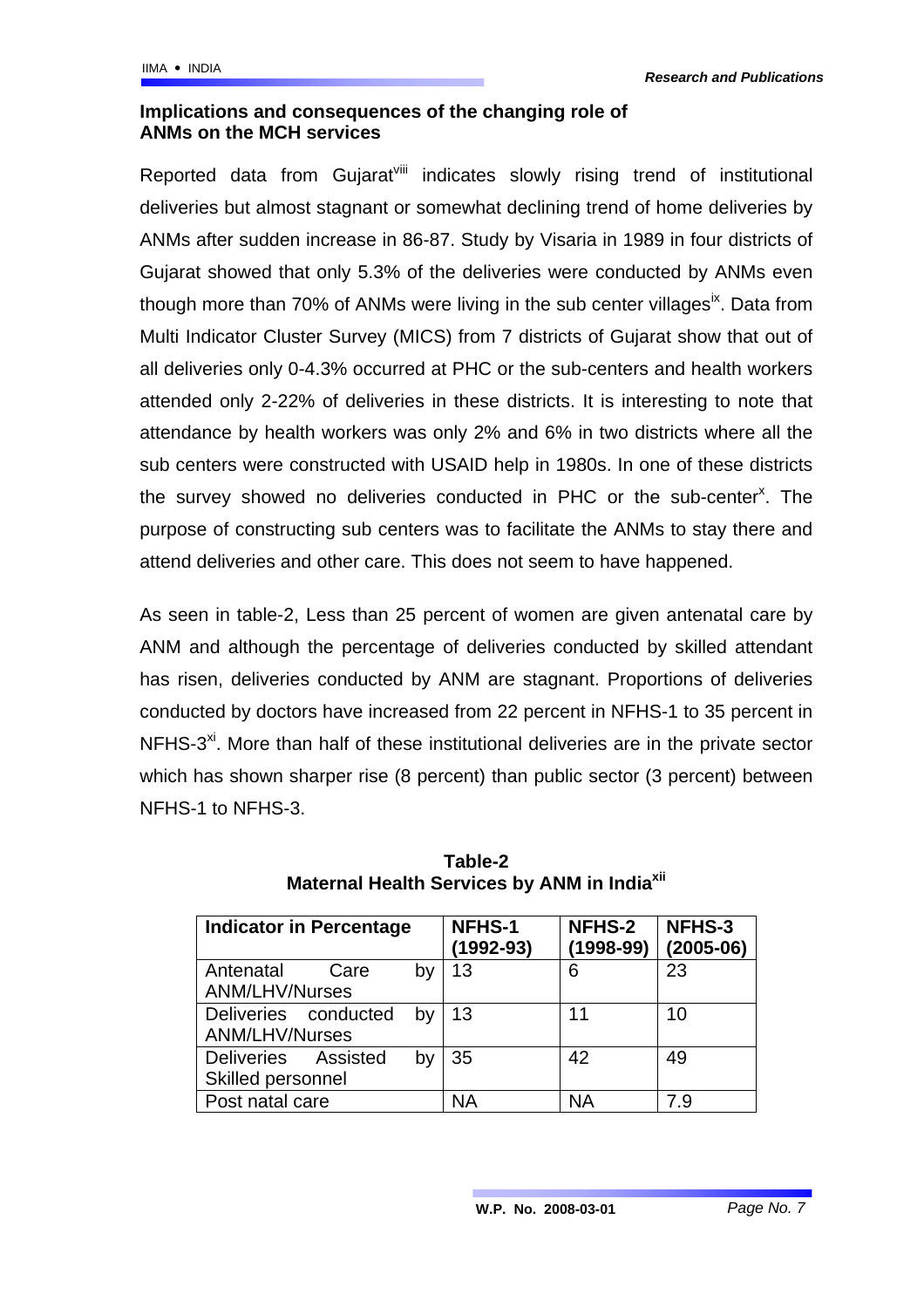### Implications and consequences of the changing role of ANMs on the MCH services

Reported data from Gujarat[viii] indicates slowly rising trend of institutional deliveries but almost stagnant or somewhat declining trend of home deliveries by ANMs after sudden increase in 86-87. Study by Visaria in 1989 in four districts of Gujarat showed that only 5.3% of the deliveries were conducted by ANMs even though more than 70% of ANMs were living in the sub center villages[ix]. Data from Multi Indicator Cluster Survey (MICS) from 7 districts of Gujarat show that out of all deliveries only 0-4.3% occurred at PHC or the sub-centers and health workers attended only 2-22% of deliveries in these districts. It is interesting to note that attendance by health workers was only 2% and 6% in two districts where all the sub centers were constructed with USAID help in 1980s. In one of these districts the survey showed no deliveries conducted in PHC or the sub-center[x]. The purpose of constructing sub centers was to facilitate the ANMs to stay there and attend deliveries and other care. This does not seem to have happened.

As seen in table-2, Less than 25 percent of women are given antenatal care by ANM and although the percentage of deliveries conducted by skilled attendant has risen, deliveries conducted by ANM are stagnant. Proportions of deliveries conducted by doctors have increased from 22 percent in NFHS-1 to 35 percent in NFHS-3[xi]. More than half of these institutional deliveries are in the private sector which has shown sharper rise (8 percent) than public sector (3 percent) between NFHS-1 to NFHS-3.

**Table-2**
**Maternal Health Services by ANM in India[xii]**

| Indicator in Percentage | NFHS-1 (1992-93) | NFHS-2 (1998-99) | NFHS-3 (2005-06) |
|---|---|---|---|
| Antenatal Care by ANM/LHV/Nurses | 13 | 6 | 23 |
| Deliveries conducted by ANM/LHV/Nurses | 13 | 11 | 10 |
| Deliveries Assisted by Skilled personnel | 35 | 42 | 49 |
| Post natal care | NA | NA | 7.9 |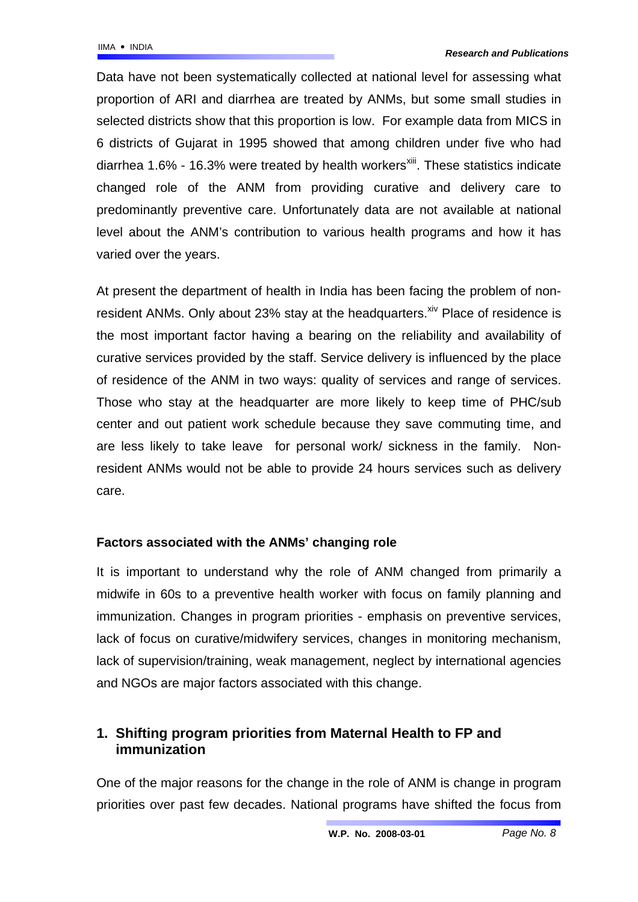Data have not been systematically collected at national level for assessing what proportion of ARI and diarrhea are treated by ANMs, but some small studies in selected districts show that this proportion is low. For example data from MICS in 6 districts of Gujarat in 1995 showed that among children under five who had diarrhea 1.6% - 16.3% were treated by health workers[xiii]. These statistics indicate changed role of the ANM from providing curative and delivery care to predominantly preventive care. Unfortunately data are not available at national level about the ANM's contribution to various health programs and how it has varied over the years.

At present the department of health in India has been facing the problem of non-resident ANMs. Only about 23% stay at the headquarters.[xiv] Place of residence is the most important factor having a bearing on the reliability and availability of curative services provided by the staff. Service delivery is influenced by the place of residence of the ANM in two ways: quality of services and range of services. Those who stay at the headquarter are more likely to keep time of PHC/sub center and out patient work schedule because they save commuting time, and are less likely to take leave for personal work/ sickness in the family. Non-resident ANMs would not be able to provide 24 hours services such as delivery care.

**Factors associated with the ANMs' changing role**

It is important to understand why the role of ANM changed from primarily a midwife in 60s to a preventive health worker with focus on family planning and immunization. Changes in program priorities - emphasis on preventive services, lack of focus on curative/midwifery services, changes in monitoring mechanism, lack of supervision/training, weak management, neglect by international agencies and NGOs are major factors associated with this change.

## 1. Shifting program priorities from Maternal Health to FP and immunization

One of the major reasons for the change in the role of ANM is change in program priorities over past few decades. National programs have shifted the focus from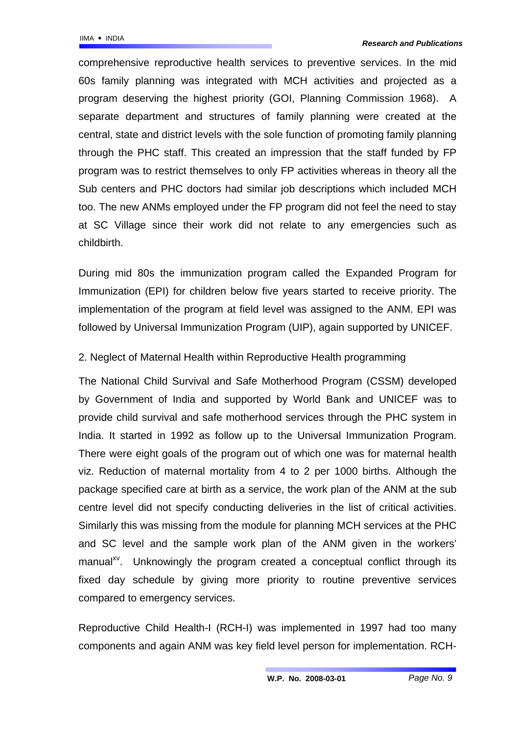comprehensive reproductive health services to preventive services. In the mid 60s family planning was integrated with MCH activities and projected as a program deserving the highest priority (GOI, Planning Commission 1968). A separate department and structures of family planning were created at the central, state and district levels with the sole function of promoting family planning through the PHC staff. This created an impression that the staff funded by FP program was to restrict themselves to only FP activities whereas in theory all the Sub centers and PHC doctors had similar job descriptions which included MCH too. The new ANMs employed under the FP program did not feel the need to stay at SC Village since their work did not relate to any emergencies such as childbirth.

During mid 80s the immunization program called the Expanded Program for Immunization (EPI) for children below five years started to receive priority. The implementation of the program at field level was assigned to the ANM. EPI was followed by Universal Immunization Program (UIP), again supported by UNICEF.

2. Neglect of Maternal Health within Reproductive Health programming

The National Child Survival and Safe Motherhood Program (CSSM) developed by Government of India and supported by World Bank and UNICEF was to provide child survival and safe motherhood services through the PHC system in India. It started in 1992 as follow up to the Universal Immunization Program. There were eight goals of the program out of which one was for maternal health viz. Reduction of maternal mortality from 4 to 2 per 1000 births. Although the package specified care at birth as a service, the work plan of the ANM at the sub centre level did not specify conducting deliveries in the list of critical activities. Similarly this was missing from the module for planning MCH services at the PHC and SC level and the sample work plan of the ANM given in the workers' manual[xv]. Unknowingly the program created a conceptual conflict through its fixed day schedule by giving more priority to routine preventive services compared to emergency services.

Reproductive Child Health-I (RCH-I) was implemented in 1997 had too many components and again ANM was key field level person for implementation. RCH-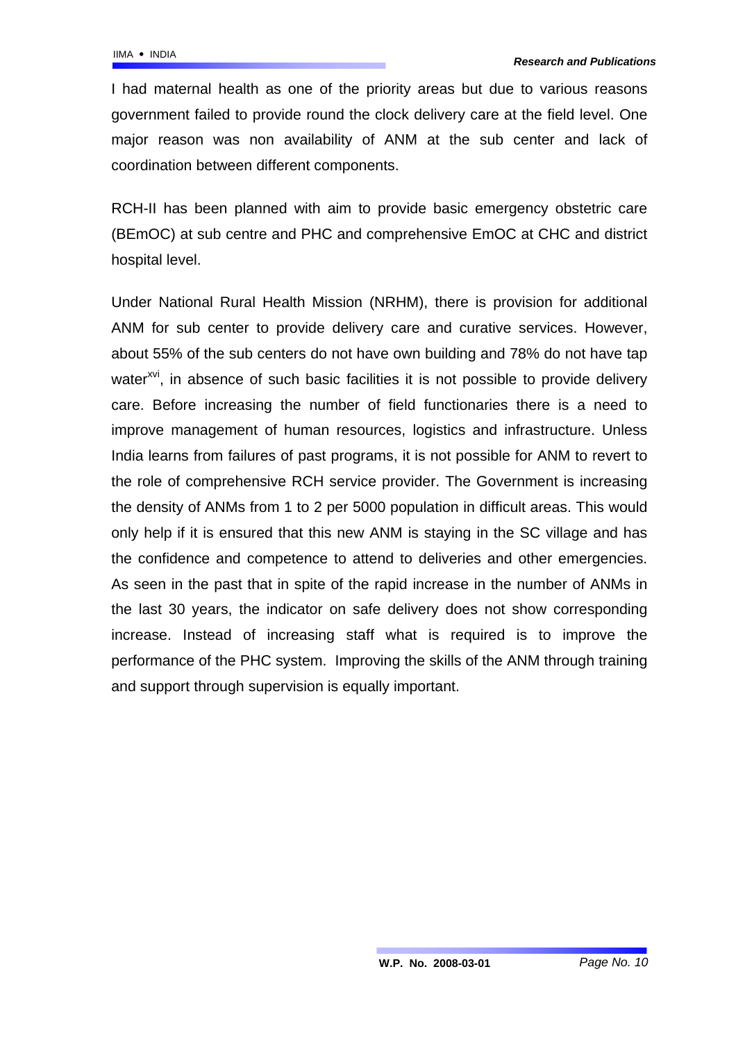I had maternal health as one of the priority areas but due to various reasons government failed to provide round the clock delivery care at the field level. One major reason was non availability of ANM at the sub center and lack of coordination between different components.

RCH-II has been planned with aim to provide basic emergency obstetric care (BEmOC) at sub centre and PHC and comprehensive EmOC at CHC and district hospital level.

Under National Rural Health Mission (NRHM), there is provision for additional ANM for sub center to provide delivery care and curative services. However, about 55% of the sub centers do not have own building and 78% do not have tap water[xvi], in absence of such basic facilities it is not possible to provide delivery care. Before increasing the number of field functionaries there is a need to improve management of human resources, logistics and infrastructure. Unless India learns from failures of past programs, it is not possible for ANM to revert to the role of comprehensive RCH service provider. The Government is increasing the density of ANMs from 1 to 2 per 5000 population in difficult areas. This would only help if it is ensured that this new ANM is staying in the SC village and has the confidence and competence to attend to deliveries and other emergencies. As seen in the past that in spite of the rapid increase in the number of ANMs in the last 30 years, the indicator on safe delivery does not show corresponding increase. Instead of increasing staff what is required is to improve the performance of the PHC system. Improving the skills of the ANM through training and support through supervision is equally important.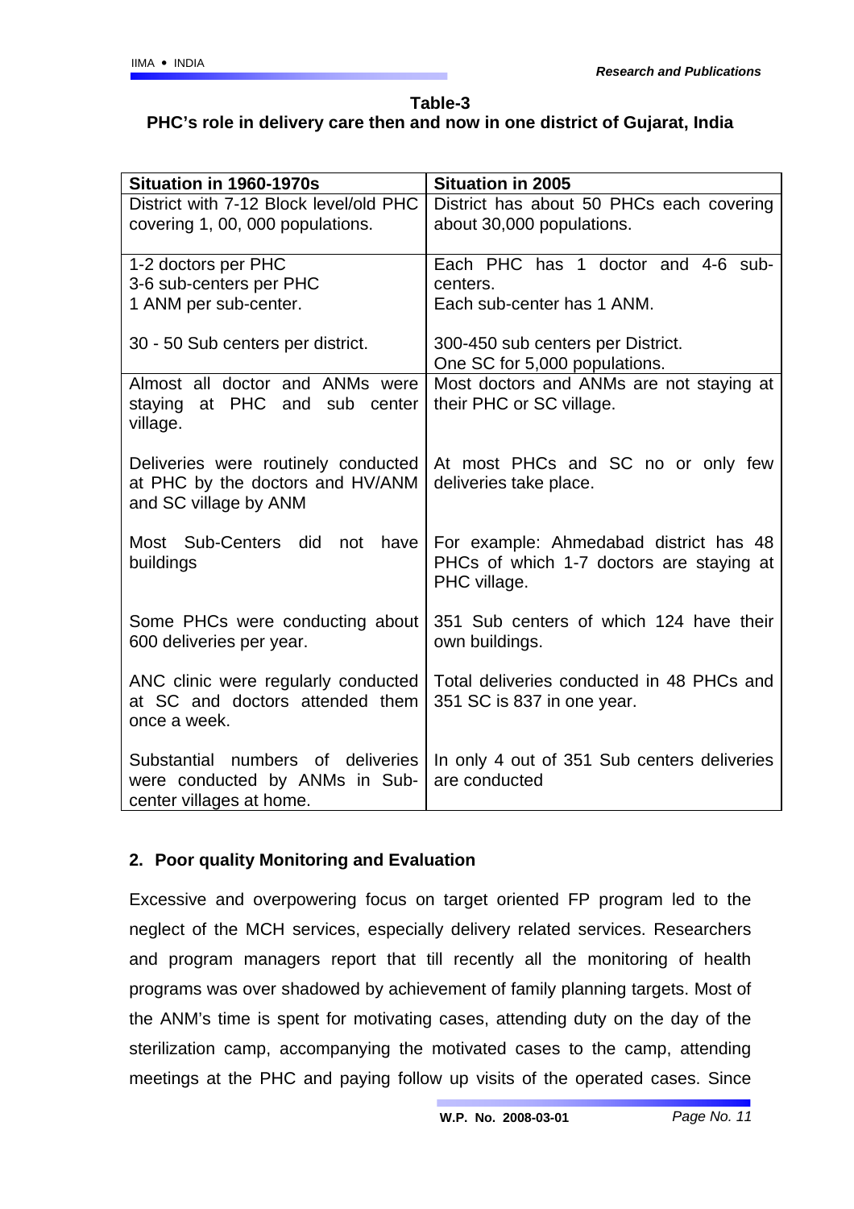**Table-3**
**PHC's role in delivery care then and now in one district of Gujarat, India**

| Situation in 1960-1970s | Situation in 2005 |
|---|---|
| District with 7-12 Block level/old PHC covering 1, 00, 000 populations. | District has about 50 PHCs each covering about 30,000 populations. |
| 1-2 doctors per PHC<br>3-6 sub-centers per PHC<br>1 ANM per sub-center.<br><br>30 - 50 Sub centers per district. | Each PHC has 1 doctor and 4-6 sub-centers.<br>Each sub-center has 1 ANM.<br><br>300-450 sub centers per District.<br>One SC for 5,000 populations. |
| Almost all doctor and ANMs were staying at PHC and sub center village.<br><br>Deliveries were routinely conducted at PHC by the doctors and HV/ANM and SC village by ANM<br><br>Most Sub-Centers did not have buildings<br><br>Some PHCs were conducting about 600 deliveries per year.<br><br>ANC clinic were regularly conducted at SC and doctors attended them once a week.<br><br>Substantial numbers of deliveries were conducted by ANMs in Sub-center villages at home. | Most doctors and ANMs are not staying at their PHC or SC village.<br><br>At most PHCs and SC no or only few deliveries take place.<br><br>For example: Ahmedabad district has 48 PHCs of which 1-7 doctors are staying at PHC village.<br><br>351 Sub centers of which 124 have their own buildings.<br><br>Total deliveries conducted in 48 PHCs and 351 SC is 837 in one year.<br><br>In only 4 out of 351 Sub centers deliveries are conducted |

## 2. Poor quality Monitoring and Evaluation

Excessive and overpowering focus on target oriented FP program led to the neglect of the MCH services, especially delivery related services. Researchers and program managers report that till recently all the monitoring of health programs was over shadowed by achievement of family planning targets. Most of the ANM's time is spent for motivating cases, attending duty on the day of the sterilization camp, accompanying the motivated cases to the camp, attending meetings at the PHC and paying follow up visits of the operated cases. Since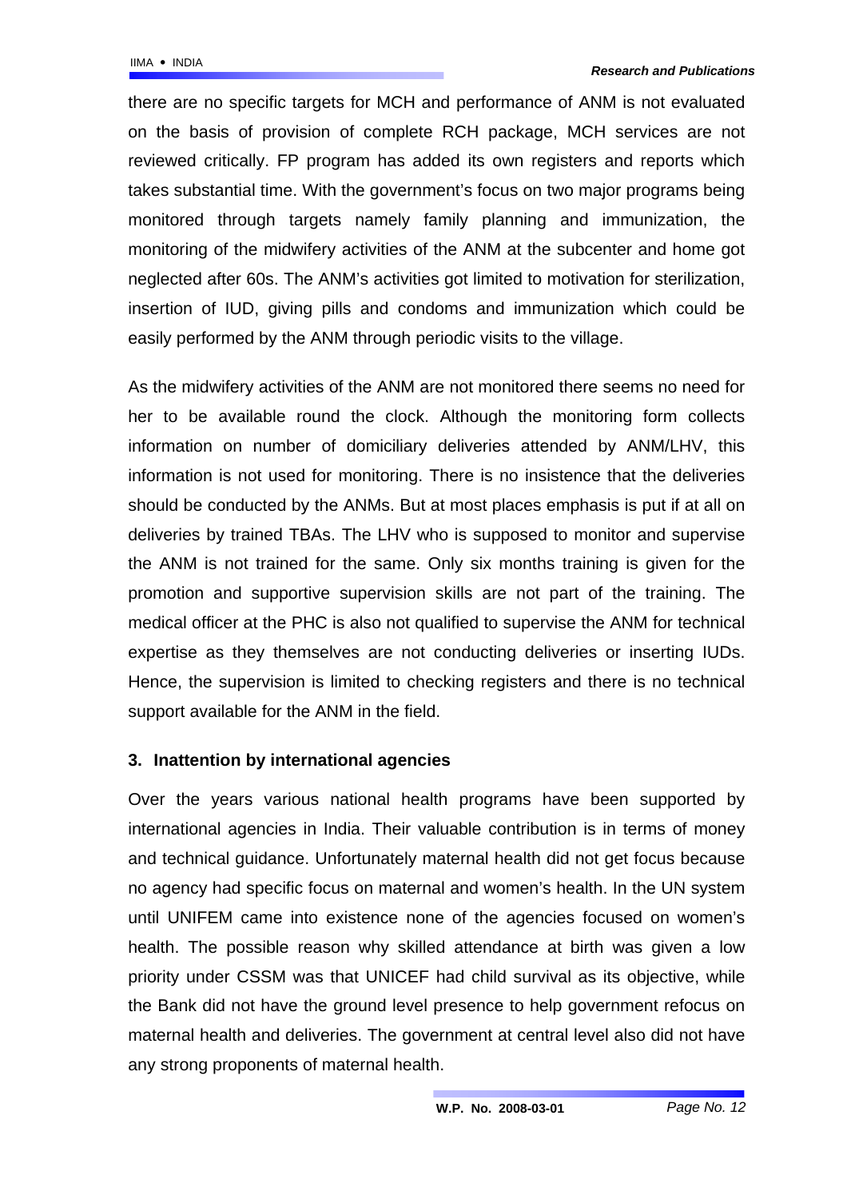there are no specific targets for MCH and performance of ANM is not evaluated on the basis of provision of complete RCH package, MCH services are not reviewed critically. FP program has added its own registers and reports which takes substantial time. With the government's focus on two major programs being monitored through targets namely family planning and immunization, the monitoring of the midwifery activities of the ANM at the subcenter and home got neglected after 60s. The ANM's activities got limited to motivation for sterilization, insertion of IUD, giving pills and condoms and immunization which could be easily performed by the ANM through periodic visits to the village.

As the midwifery activities of the ANM are not monitored there seems no need for her to be available round the clock. Although the monitoring form collects information on number of domiciliary deliveries attended by ANM/LHV, this information is not used for monitoring. There is no insistence that the deliveries should be conducted by the ANMs. But at most places emphasis is put if at all on deliveries by trained TBAs. The LHV who is supposed to monitor and supervise the ANM is not trained for the same. Only six months training is given for the promotion and supportive supervision skills are not part of the training. The medical officer at the PHC is also not qualified to supervise the ANM for technical expertise as they themselves are not conducting deliveries or inserting IUDs. Hence, the supervision is limited to checking registers and there is no technical support available for the ANM in the field.

### 3. Inattention by international agencies

Over the years various national health programs have been supported by international agencies in India. Their valuable contribution is in terms of money and technical guidance. Unfortunately maternal health did not get focus because no agency had specific focus on maternal and women's health. In the UN system until UNIFEM came into existence none of the agencies focused on women's health. The possible reason why skilled attendance at birth was given a low priority under CSSM was that UNICEF had child survival as its objective, while the Bank did not have the ground level presence to help government refocus on maternal health and deliveries. The government at central level also did not have any strong proponents of maternal health.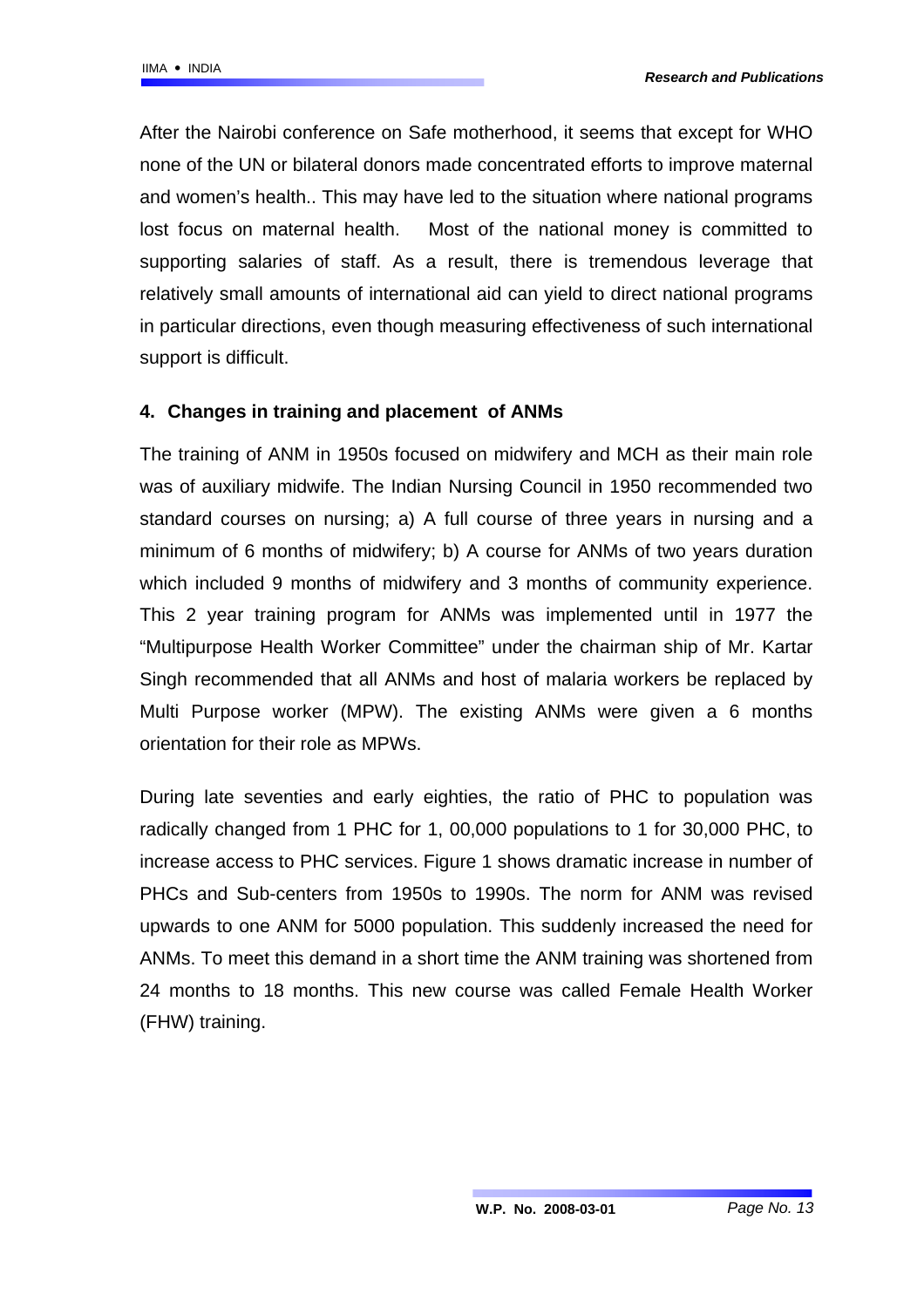After the Nairobi conference on Safe motherhood, it seems that except for WHO none of the UN or bilateral donors made concentrated efforts to improve maternal and women's health.. This may have led to the situation where national programs lost focus on maternal health. Most of the national money is committed to supporting salaries of staff. As a result, there is tremendous leverage that relatively small amounts of international aid can yield to direct national programs in particular directions, even though measuring effectiveness of such international support is difficult.

## 4. Changes in training and placement of ANMs

The training of ANM in 1950s focused on midwifery and MCH as their main role was of auxiliary midwife. The Indian Nursing Council in 1950 recommended two standard courses on nursing; a) A full course of three years in nursing and a minimum of 6 months of midwifery; b) A course for ANMs of two years duration which included 9 months of midwifery and 3 months of community experience. This 2 year training program for ANMs was implemented until in 1977 the "Multipurpose Health Worker Committee" under the chairman ship of Mr. Kartar Singh recommended that all ANMs and host of malaria workers be replaced by Multi Purpose worker (MPW). The existing ANMs were given a 6 months orientation for their role as MPWs.

During late seventies and early eighties, the ratio of PHC to population was radically changed from 1 PHC for 1, 00,000 populations to 1 for 30,000 PHC, to increase access to PHC services. Figure 1 shows dramatic increase in number of PHCs and Sub-centers from 1950s to 1990s. The norm for ANM was revised upwards to one ANM for 5000 population. This suddenly increased the need for ANMs. To meet this demand in a short time the ANM training was shortened from 24 months to 18 months. This new course was called Female Health Worker (FHW) training.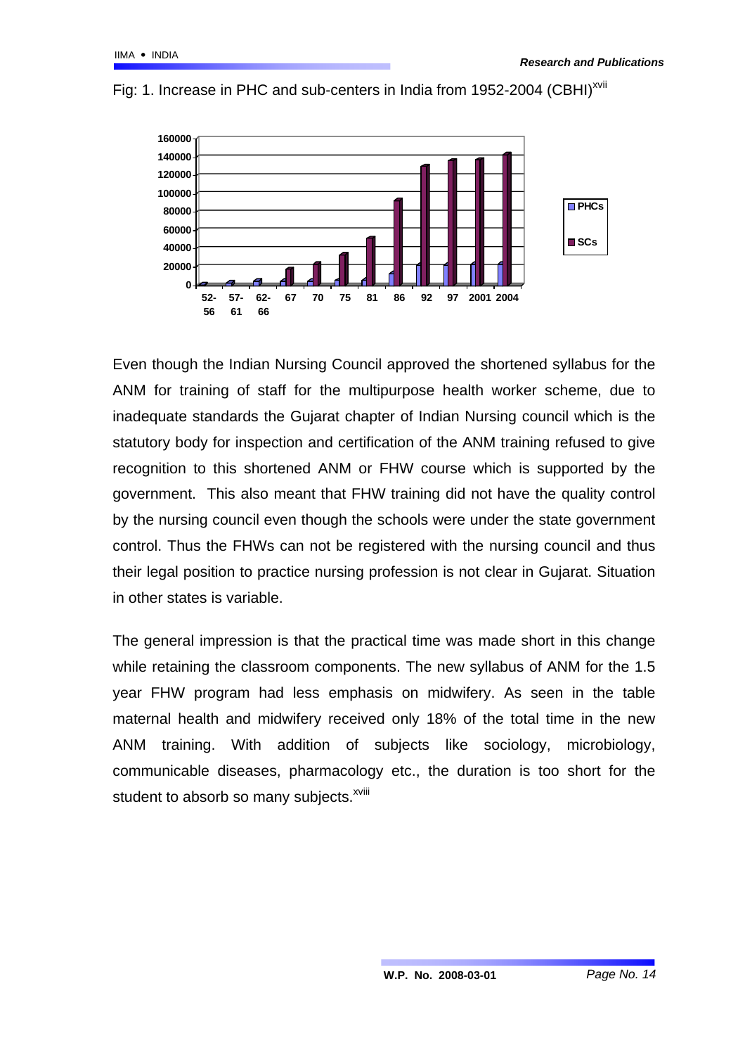Fig: 1. Increase in PHC and sub-centers in India from 1952-2004 (CBHI)[xvii]

Even though the Indian Nursing Council approved the shortened syllabus for the ANM for training of staff for the multipurpose health worker scheme, due to inadequate standards the Gujarat chapter of Indian Nursing council which is the statutory body for inspection and certification of the ANM training refused to give recognition to this shortened ANM or FHW course which is supported by the government. This also meant that FHW training did not have the quality control by the nursing council even though the schools were under the state government control. Thus the FHWs can not be registered with the nursing council and thus their legal position to practice nursing profession is not clear in Gujarat. Situation in other states is variable.

The general impression is that the practical time was made short in this change while retaining the classroom components. The new syllabus of ANM for the 1.5 year FHW program had less emphasis on midwifery. As seen in the table maternal health and midwifery received only 18% of the total time in the new ANM training. With addition of subjects like sociology, microbiology, communicable diseases, pharmacology etc., the duration is too short for the student to absorb so many subjects.[xviii]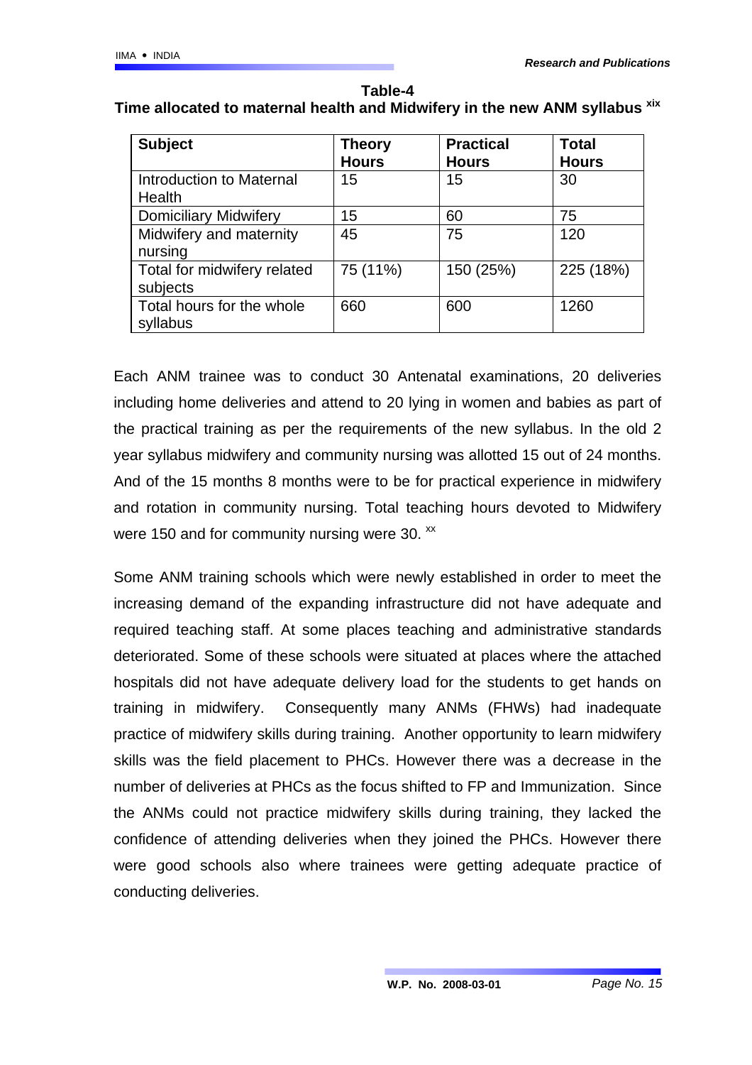**Table-4**

**Time allocated to maternal health and Midwifery in the new ANM syllabus [xix]**

| Subject | Theory Hours | Practical Hours | Total Hours |
|---|---|---|---|
| Introduction to Maternal Health | 15 | 15 | 30 |
| Domiciliary Midwifery | 15 | 60 | 75 |
| Midwifery and maternity nursing | 45 | 75 | 120 |
| Total for midwifery related subjects | 75 (11%) | 150 (25%) | 225 (18%) |
| Total hours for the whole syllabus | 660 | 600 | 1260 |

Each ANM trainee was to conduct 30 Antenatal examinations, 20 deliveries including home deliveries and attend to 20 lying in women and babies as part of the practical training as per the requirements of the new syllabus. In the old 2 year syllabus midwifery and community nursing was allotted 15 out of 24 months. And of the 15 months 8 months were to be for practical experience in midwifery and rotation in community nursing. Total teaching hours devoted to Midwifery were 150 and for community nursing were 30. [xx]

Some ANM training schools which were newly established in order to meet the increasing demand of the expanding infrastructure did not have adequate and required teaching staff. At some places teaching and administrative standards deteriorated. Some of these schools were situated at places where the attached hospitals did not have adequate delivery load for the students to get hands on training in midwifery. Consequently many ANMs (FHWs) had inadequate practice of midwifery skills during training. Another opportunity to learn midwifery skills was the field placement to PHCs. However there was a decrease in the number of deliveries at PHCs as the focus shifted to FP and Immunization. Since the ANMs could not practice midwifery skills during training, they lacked the confidence of attending deliveries when they joined the PHCs. However there were good schools also where trainees were getting adequate practice of conducting deliveries.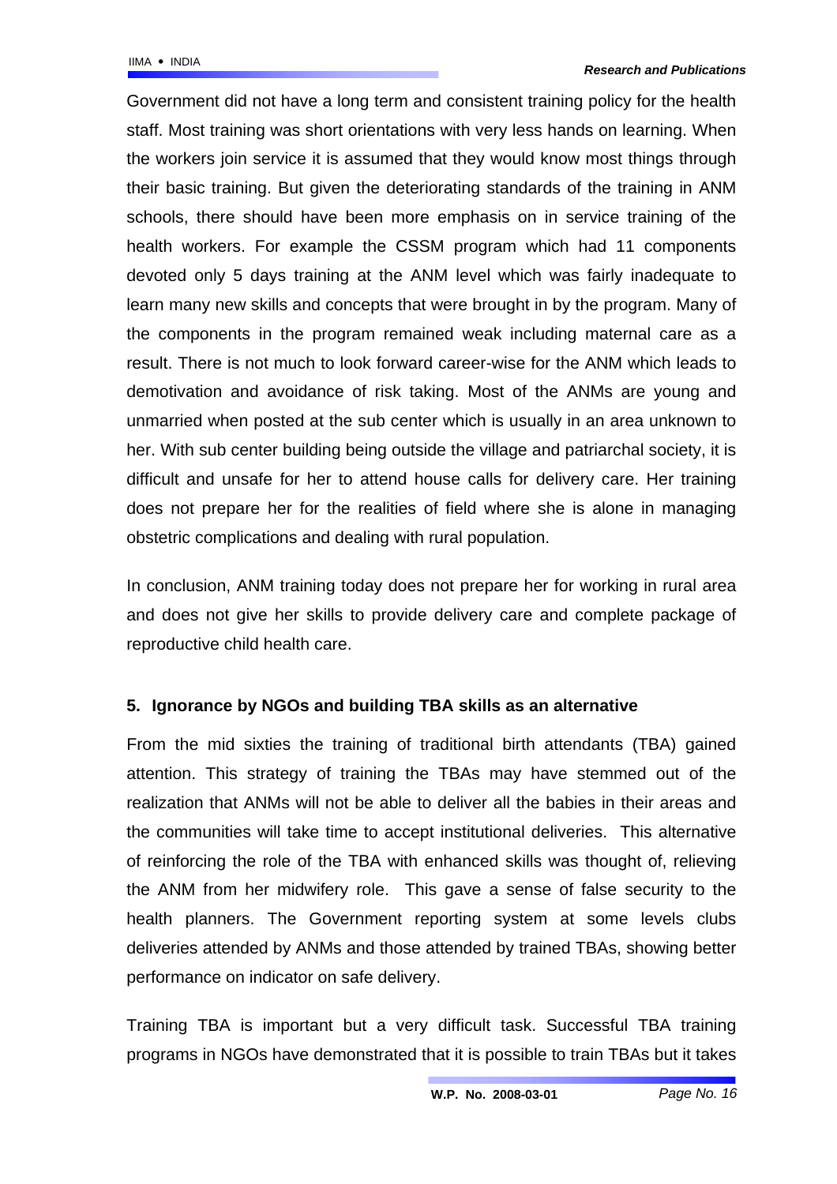Government did not have a long term and consistent training policy for the health staff. Most training was short orientations with very less hands on learning. When the workers join service it is assumed that they would know most things through their basic training. But given the deteriorating standards of the training in ANM schools, there should have been more emphasis on in service training of the health workers. For example the CSSM program which had 11 components devoted only 5 days training at the ANM level which was fairly inadequate to learn many new skills and concepts that were brought in by the program. Many of the components in the program remained weak including maternal care as a result. There is not much to look forward career-wise for the ANM which leads to demotivation and avoidance of risk taking. Most of the ANMs are young and unmarried when posted at the sub center which is usually in an area unknown to her. With sub center building being outside the village and patriarchal society, it is difficult and unsafe for her to attend house calls for delivery care. Her training does not prepare her for the realities of field where she is alone in managing obstetric complications and dealing with rural population.

In conclusion, ANM training today does not prepare her for working in rural area and does not give her skills to provide delivery care and complete package of reproductive child health care.

## 5. Ignorance by NGOs and building TBA skills as an alternative

From the mid sixties the training of traditional birth attendants (TBA) gained attention. This strategy of training the TBAs may have stemmed out of the realization that ANMs will not be able to deliver all the babies in their areas and the communities will take time to accept institutional deliveries. This alternative of reinforcing the role of the TBA with enhanced skills was thought of, relieving the ANM from her midwifery role. This gave a sense of false security to the health planners. The Government reporting system at some levels clubs deliveries attended by ANMs and those attended by trained TBAs, showing better performance on indicator on safe delivery.

Training TBA is important but a very difficult task. Successful TBA training programs in NGOs have demonstrated that it is possible to train TBAs but it takes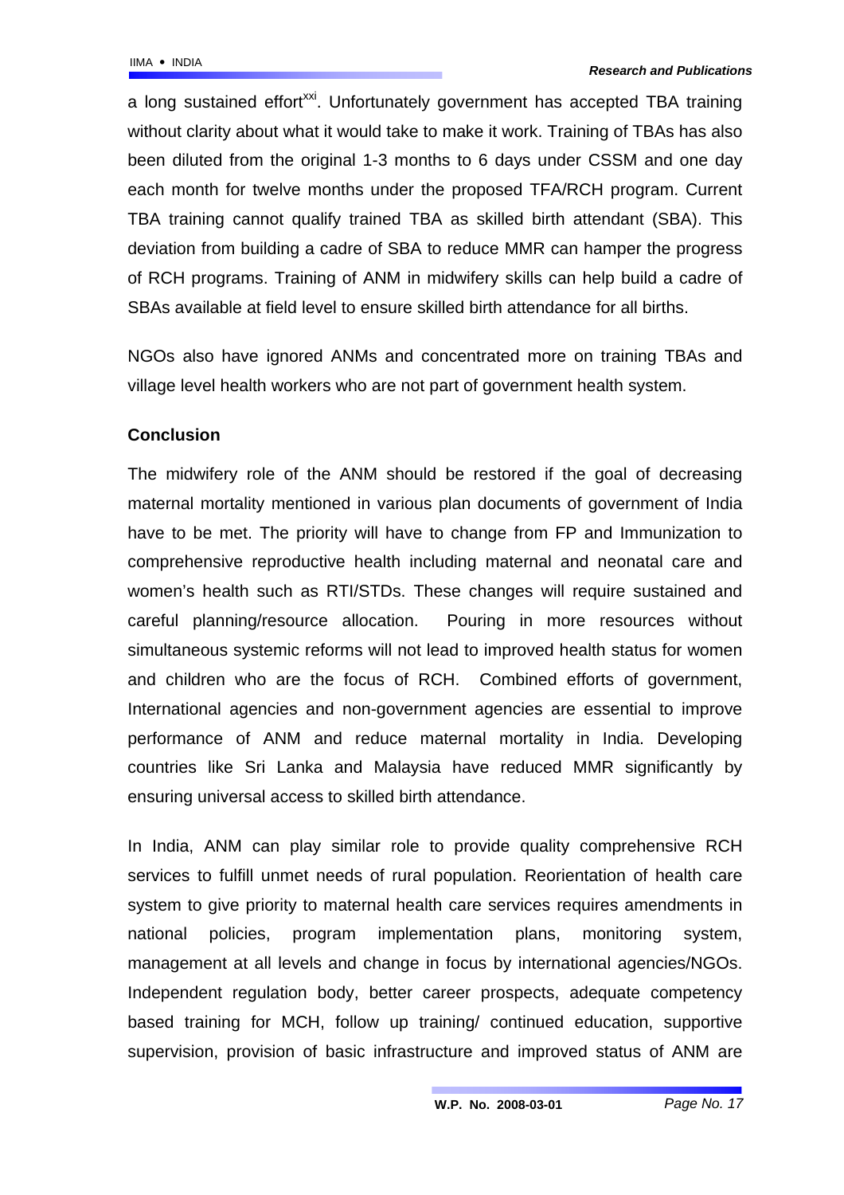a long sustained effort[xxi]. Unfortunately government has accepted TBA training without clarity about what it would take to make it work. Training of TBAs has also been diluted from the original 1-3 months to 6 days under CSSM and one day each month for twelve months under the proposed TFA/RCH program. Current TBA training cannot qualify trained TBA as skilled birth attendant (SBA). This deviation from building a cadre of SBA to reduce MMR can hamper the progress of RCH programs. Training of ANM in midwifery skills can help build a cadre of SBAs available at field level to ensure skilled birth attendance for all births.

NGOs also have ignored ANMs and concentrated more on training TBAs and village level health workers who are not part of government health system.

## Conclusion

The midwifery role of the ANM should be restored if the goal of decreasing maternal mortality mentioned in various plan documents of government of India have to be met. The priority will have to change from FP and Immunization to comprehensive reproductive health including maternal and neonatal care and women's health such as RTI/STDs. These changes will require sustained and careful planning/resource allocation. Pouring in more resources without simultaneous systemic reforms will not lead to improved health status for women and children who are the focus of RCH. Combined efforts of government, International agencies and non-government agencies are essential to improve performance of ANM and reduce maternal mortality in India. Developing countries like Sri Lanka and Malaysia have reduced MMR significantly by ensuring universal access to skilled birth attendance.

In India, ANM can play similar role to provide quality comprehensive RCH services to fulfill unmet needs of rural population. Reorientation of health care system to give priority to maternal health care services requires amendments in national policies, program implementation plans, monitoring system, management at all levels and change in focus by international agencies/NGOs. Independent regulation body, better career prospects, adequate competency based training for MCH, follow up training/ continued education, supportive supervision, provision of basic infrastructure and improved status of ANM are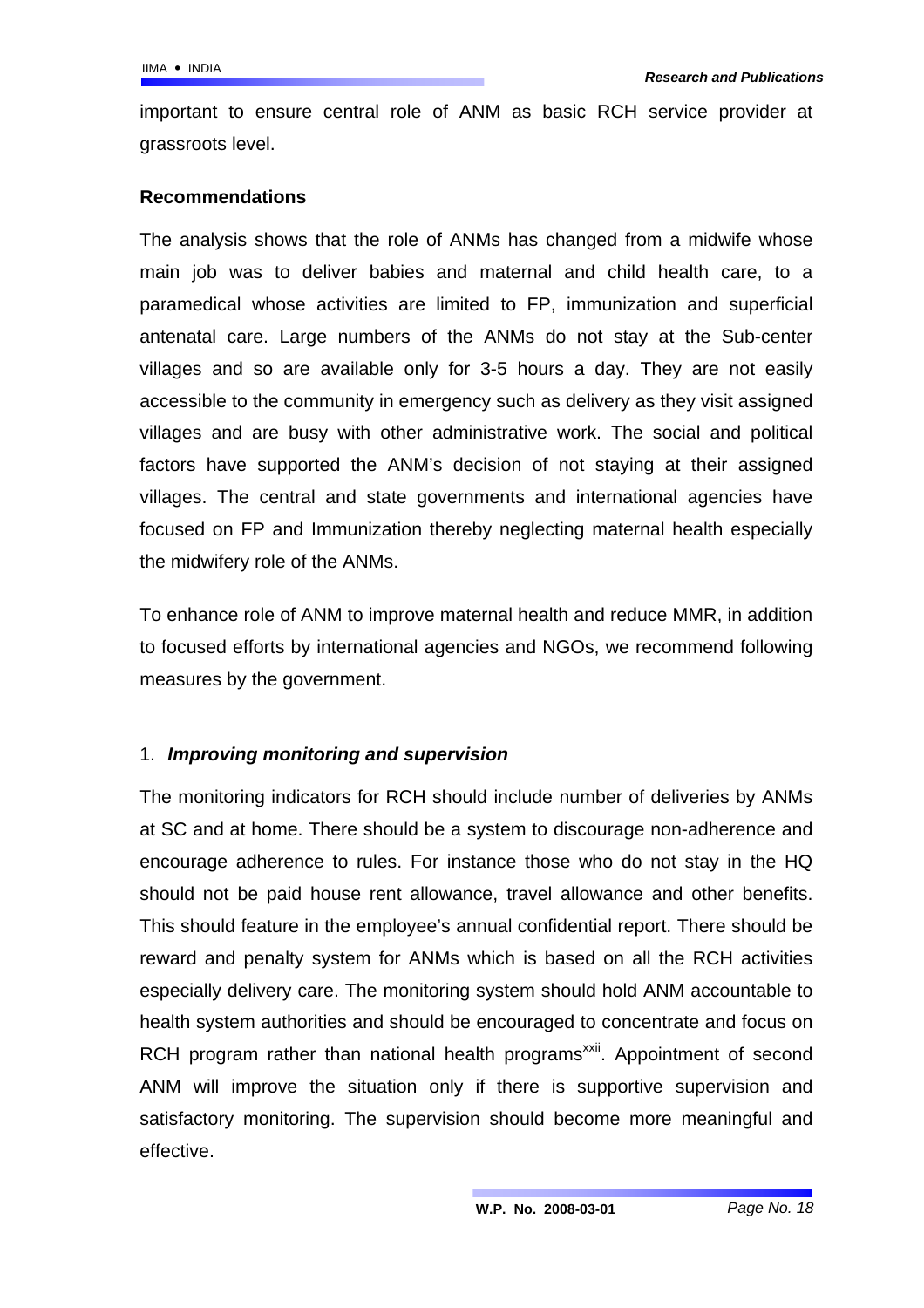important to ensure central role of ANM as basic RCH service provider at grassroots level.

## Recommendations

The analysis shows that the role of ANMs has changed from a midwife whose main job was to deliver babies and maternal and child health care, to a paramedical whose activities are limited to FP, immunization and superficial antenatal care. Large numbers of the ANMs do not stay at the Sub-center villages and so are available only for 3-5 hours a day. They are not easily accessible to the community in emergency such as delivery as they visit assigned villages and are busy with other administrative work. The social and political factors have supported the ANM's decision of not staying at their assigned villages. The central and state governments and international agencies have focused on FP and Immunization thereby neglecting maternal health especially the midwifery role of the ANMs.

To enhance role of ANM to improve maternal health and reduce MMR, in addition to focused efforts by international agencies and NGOs, we recommend following measures by the government.

### 1. *Improving monitoring and supervision*

The monitoring indicators for RCH should include number of deliveries by ANMs at SC and at home. There should be a system to discourage non-adherence and encourage adherence to rules. For instance those who do not stay in the HQ should not be paid house rent allowance, travel allowance and other benefits. This should feature in the employee's annual confidential report. There should be reward and penalty system for ANMs which is based on all the RCH activities especially delivery care. The monitoring system should hold ANM accountable to health system authorities and should be encouraged to concentrate and focus on RCH program rather than national health programs[xxii]. Appointment of second ANM will improve the situation only if there is supportive supervision and satisfactory monitoring. The supervision should become more meaningful and effective.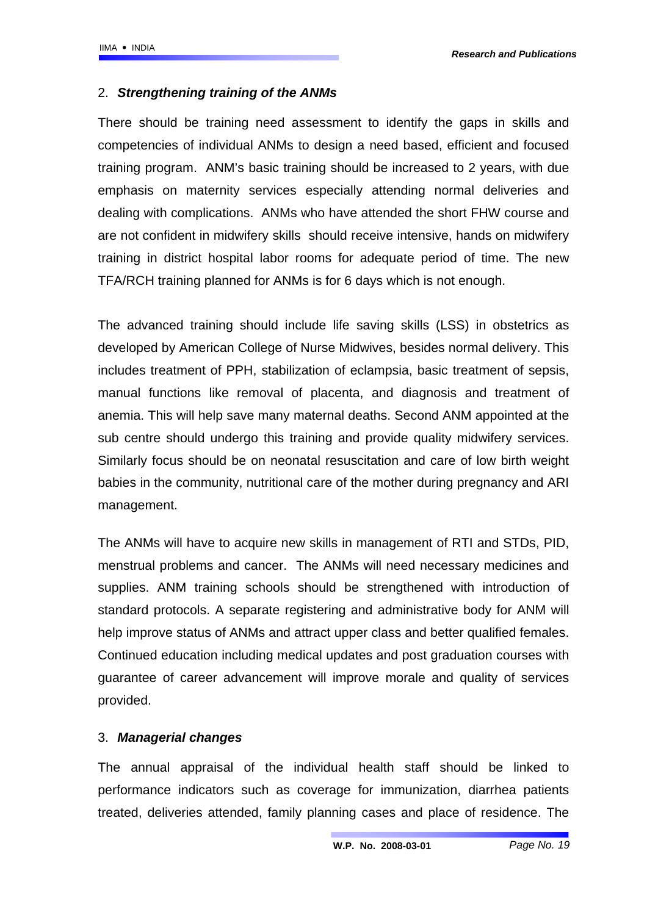2. ***Strengthening training of the ANMs***

There should be training need assessment to identify the gaps in skills and competencies of individual ANMs to design a need based, efficient and focused training program. ANM's basic training should be increased to 2 years, with due emphasis on maternity services especially attending normal deliveries and dealing with complications. ANMs who have attended the short FHW course and are not confident in midwifery skills should receive intensive, hands on midwifery training in district hospital labor rooms for adequate period of time. The new TFA/RCH training planned for ANMs is for 6 days which is not enough.

The advanced training should include life saving skills (LSS) in obstetrics as developed by American College of Nurse Midwives, besides normal delivery. This includes treatment of PPH, stabilization of eclampsia, basic treatment of sepsis, manual functions like removal of placenta, and diagnosis and treatment of anemia. This will help save many maternal deaths. Second ANM appointed at the sub centre should undergo this training and provide quality midwifery services. Similarly focus should be on neonatal resuscitation and care of low birth weight babies in the community, nutritional care of the mother during pregnancy and ARI management.

The ANMs will have to acquire new skills in management of RTI and STDs, PID, menstrual problems and cancer. The ANMs will need necessary medicines and supplies. ANM training schools should be strengthened with introduction of standard protocols. A separate registering and administrative body for ANM will help improve status of ANMs and attract upper class and better qualified females. Continued education including medical updates and post graduation courses with guarantee of career advancement will improve morale and quality of services provided.

3. ***Managerial changes***

The annual appraisal of the individual health staff should be linked to performance indicators such as coverage for immunization, diarrhea patients treated, deliveries attended, family planning cases and place of residence. The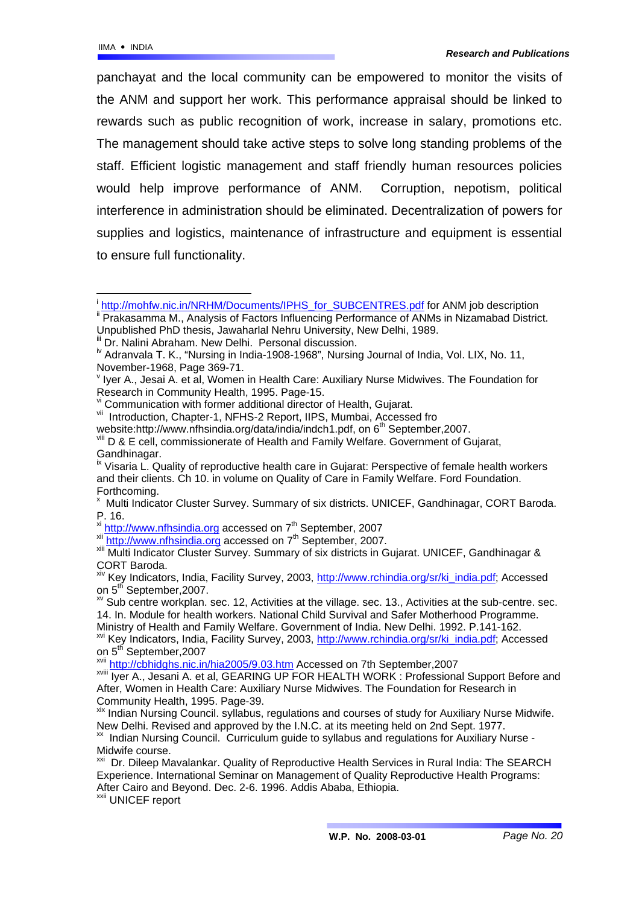panchayat and the local community can be empowered to monitor the visits of the ANM and support her work. This performance appraisal should be linked to rewards such as public recognition of work, increase in salary, promotions etc. The management should take active steps to solve long standing problems of the staff. Efficient logistic management and staff friendly human resources policies would help improve performance of ANM. Corruption, nepotism, political interference in administration should be eliminated. Decentralization of powers for supplies and logistics, maintenance of infrastructure and equipment is essential to ensure full functionality.

---

[i] http://mohfw.nic.in/NRHM/Documents/IPHS_for_SUBCENTRES.pdf for ANM job description

[ii] Prakasamma M., Analysis of Factors Influencing Performance of ANMs in Nizamabad District. Unpublished PhD thesis, Jawaharlal Nehru University, New Delhi, 1989.

[iii] Dr. Nalini Abraham. New Delhi. Personal discussion.

[iv] Adranvala T. K., "Nursing in India-1908-1968", Nursing Journal of India, Vol. LIX, No. 11, November-1968, Page 369-71.

[v] Iyer A., Jesai A. et al, Women in Health Care: Auxiliary Nurse Midwives. The Foundation for Research in Community Health, 1995. Page-15.

[vi] Communication with former additional director of Health, Gujarat.

[vii] Introduction, Chapter-1, NFHS-2 Report, IIPS, Mumbai, Accessed fro website:http://www.nfhsindia.org/data/india/indch1.pdf, on 6th September,2007.

[viii] D & E cell, commissionerate of Health and Family Welfare. Government of Gujarat, Gandhinagar.

[ix] Visaria L. Quality of reproductive health care in Gujarat: Perspective of female health workers and their clients. Ch 10. in volume on Quality of Care in Family Welfare. Ford Foundation. Forthcoming.

[x] Multi Indicator Cluster Survey. Summary of six districts. UNICEF, Gandhinagar, CORT Baroda. P. 16.

[xi] http://www.nfhsindia.org accessed on 7th September, 2007

[xii] http://www.nfhsindia.org accessed on 7th September, 2007.

[xiii] Multi Indicator Cluster Survey. Summary of six districts in Gujarat. UNICEF, Gandhinagar & CORT Baroda.

[xiv] Key Indicators, India, Facility Survey, 2003, http://www.rchindia.org/sr/ki_india.pdf; Accessed on 5th September,2007.

[xv] Sub centre workplan. sec. 12, Activities at the village. sec. 13., Activities at the sub-centre. sec. 14. In. Module for health workers. National Child Survival and Safer Motherhood Programme. Ministry of Health and Family Welfare. Government of India. New Delhi. 1992. P.141-162.

[xvi] Key Indicators, India, Facility Survey, 2003, http://www.rchindia.org/sr/ki_india.pdf; Accessed on 5th September,2007

[xvii] http://cbhidghs.nic.in/hia2005/9.03.htm Accessed on 7th September,2007

[xviii] Iyer A., Jesani A. et al, GEARING UP FOR HEALTH WORK : Professional Support Before and After, Women in Health Care: Auxiliary Nurse Midwives. The Foundation for Research in Community Health, 1995. Page-39.

[xix] Indian Nursing Council. syllabus, regulations and courses of study for Auxiliary Nurse Midwife. New Delhi. Revised and approved by the I.N.C. at its meeting held on 2nd Sept. 1977.

[xx] Indian Nursing Council. Curriculum guide to syllabus and regulations for Auxiliary Nurse - Midwife course.

[xxi] Dr. Dileep Mavalankar. Quality of Reproductive Health Services in Rural India: The SEARCH Experience. International Seminar on Management of Quality Reproductive Health Programs: After Cairo and Beyond. Dec. 2-6. 1996. Addis Ababa, Ethiopia.

[xxii] UNICEF report